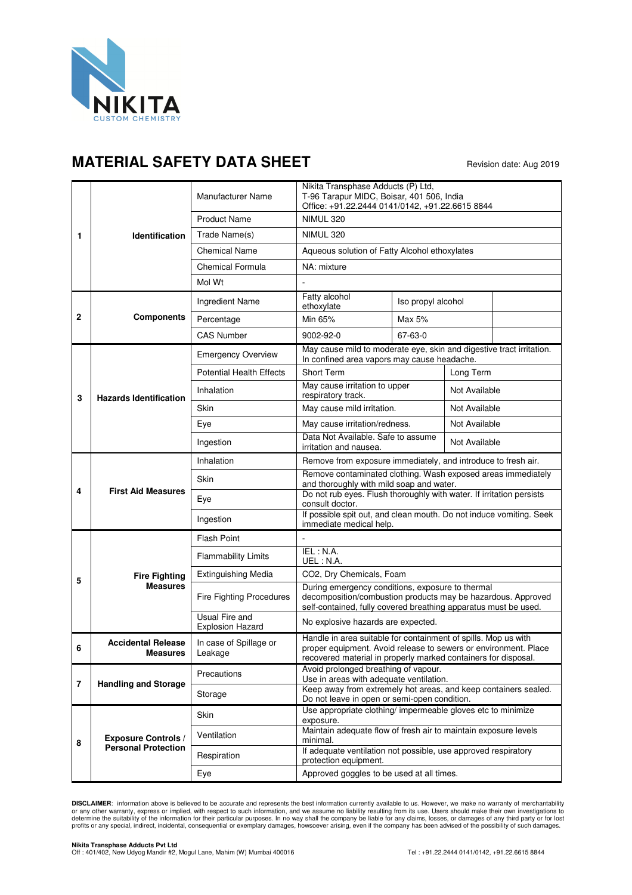NIKITA
CUSTOM CHEMISTRY

# MATERIAL SAFETY DATA SHEET

Revision date: Aug 2019

| | | | | | |
|---|---|---|---|---|---|
| 1 | Identification | Manufacturer Name | Nikita Transphase Adducts (P) Ltd, T-96 Tarapur MIDC, Boisar, 401 506, India Office: +91.22.2444 0141/0142, +91.22.6615 8844 | | |
| | | Product Name | NIMUL 320 | | |
| | | Trade Name(s) | NIMUL 320 | | |
| | | Chemical Name | Aqueous solution of Fatty Alcohol ethoxylates | | |
| | | Chemical Formula | NA: mixture | | |
| | | Mol Wt | - | | |
| 2 | Components | Ingredient Name | Fatty alcohol ethoxylate | Iso propyl alcohol | |
| | | Percentage | Min 65% | Max 5% | |
| | | CAS Number | 9002-92-0 | 67-63-0 | |
| 3 | Hazards Identification | Emergency Overview | May cause mild to moderate eye, skin and digestive tract irritation. In confined area vapors may cause headache. | | |
| | | Potential Health Effects | Short Term | | Long Term |
| | | Inhalation | May cause irritation to upper respiratory track. | | Not Available |
| | | Skin | May cause mild irritation. | | Not Available |
| | | Eye | May cause irritation/redness. | | Not Available |
| | | Ingestion | Data Not Available. Safe to assume irritation and nausea. | | Not Available |
| 4 | First Aid Measures | Inhalation | Remove from exposure immediately, and introduce to fresh air. | | |
| | | Skin | Remove contaminated clothing. Wash exposed areas immediately and thoroughly with mild soap and water. | | |
| | | Eye | Do not rub eyes. Flush thoroughly with water. If irritation persists consult doctor. | | |
| | | Ingestion | If possible spit out, and clean mouth. Do not induce vomiting. Seek immediate medical help. | | |
| 5 | Fire Fighting Measures | Flash Point | - | | |
| | | Flammability Limits | IEL : N.A. UEL : N.A. | | |
| | | Extinguishing Media | $CO_2$, Dry Chemicals, Foam | | |
| | | Fire Fighting Procedures | During emergency conditions, exposure to thermal decomposition/combustion products may be hazardous. Approved self-contained, fully covered breathing apparatus must be used. | | |
| | | Usual Fire and Explosion Hazard | No explosive hazards are expected. | | |
| 6 | Accidental Release Measures | In case of Spillage or Leakage | Handle in area suitable for containment of spills. Mop us with proper equipment. Avoid release to sewers or environment. Place recovered material in properly marked containers for disposal. | | |
| 7 | Handling and Storage | Precautions | Avoid prolonged breathing of vapour. Use in areas with adequate ventilation. | | |
| | | Storage | Keep away from extremely hot areas, and keep containers sealed. Do not leave in open or semi-open condition. | | |
| 8 | Exposure Controls / Personal Protection | Skin | Use appropriate clothing/ impermeable gloves etc to minimize exposure. | | |
| | | Ventilation | Maintain adequate flow of fresh air to maintain exposure levels minimal. | | |
| | | Respiration | If adequate ventilation not possible, use approved respiratory protection equipment. | | |
| | | Eye | Approved goggles to be used at all times. | | |

**DISCLAIMER**: information above is believed to be accurate and represents the best information currently available to us. However, we make no warranty of merchantability or any other warranty, express or implied, with respect to such information, and we assume no liability resulting from its use. Users should make their own investigations to determine the suitability of the information for their particular purposes. In no way shall the company be liable for any claims, losses, or damages of any third party or for lost profits or any special, indirect, incidental, consequential or exemplary damages, howsoever arising, even if the company has been advised of the possibility of such damages.

**Nikita Transphase Adducts Pvt Ltd**
Off : 401/402, New Udyog Mandir #2, Mogul Lane, Mahim (W) Mumbai 400016 Tel : +91.22.2444 0141/0142, +91.22.6615 8844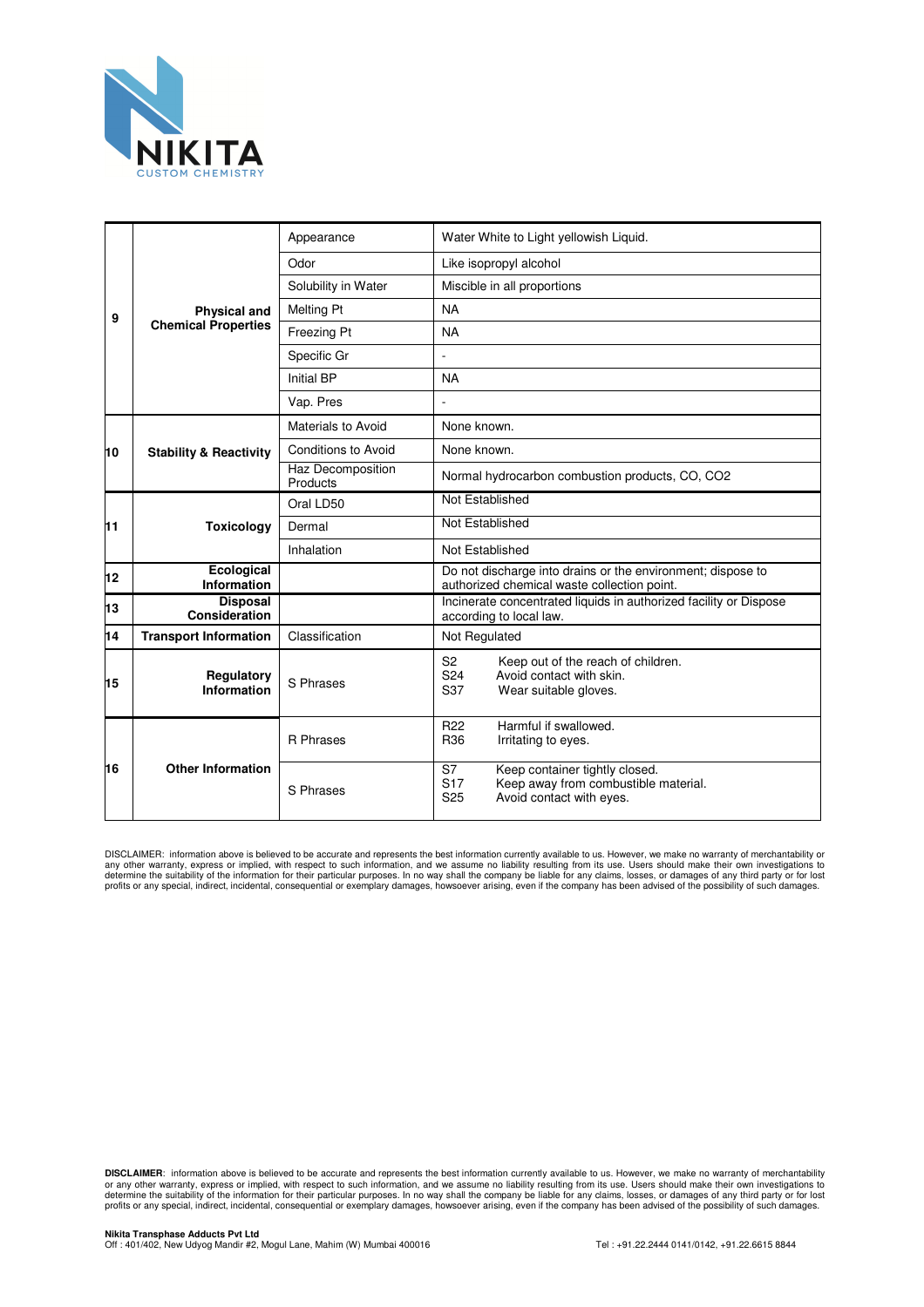| | | | |
|---|---|---|---|
| 9 | **Physical and Chemical Properties** | Appearance | Water White to Light yellowish Liquid. |
| | | Odor | Like isopropyl alcohol |
| | | Solubility in Water | Miscible in all proportions |
| | | Melting Pt | NA |
| | | Freezing Pt | NA |
| | | Specific Gr | - |
| | | Initial BP | NA |
| | | Vap. Pres | - |
| 10 | **Stability & Reactivity** | Materials to Avoid | None known. |
| | | Conditions to Avoid | None known. |
| | | Haz Decomposition Products | Normal hydrocarbon combustion products, CO, $CO_2$ |
| 11 | **Toxicology** | Oral LD50 | Not Established |
| | | Dermal | Not Established |
| | | Inhalation | Not Established |
| 12 | **Ecological Information** | | Do not discharge into drains or the environment; dispose to authorized chemical waste collection point. |
| 13 | **Disposal Consideration** | | Incinerate concentrated liquids in authorized facility or Dispose according to local law. |
| 14 | **Transport Information** | Classification | Not Regulated |
| 15 | **Regulatory Information** | S Phrases | S2 Keep out of the reach of children.<br>S24 Avoid contact with skin.<br>S37 Wear suitable gloves. |
| 16 | **Other Information** | R Phrases | R22 Harmful if swallowed.<br>R36 Irritating to eyes. |
| | | S Phrases | S7 Keep container tightly closed.<br>S17 Keep away from combustible material.<br>S25 Avoid contact with eyes. |

DISCLAIMER: information above is believed to be accurate and represents the best information currently available to us. However, we make no warranty of merchantability or any other warranty, express or implied, with respect to such information, and we assume no liability resulting from its use. Users should make their own investigations to determine the suitability of the information for their particular purposes. In no way shall the company be liable for any claims, losses, or damages of any third party or for lost profits or any special, indirect, incidental, consequential or exemplary damages, howsoever arising, even if the company has been advised of the possibility of such damages.

**DISCLAIMER**: information above is believed to be accurate and represents the best information currently available to us. However, we make no warranty of merchantability or any other warranty, express or implied, with respect to such information, and we assume no liability resulting from its use. Users should make their own investigations to determine the suitability of the information for their particular purposes. In no way shall the company be liable for any claims, losses, or damages of any third party or for lost profits or any special, indirect, incidental, consequential or exemplary damages, howsoever arising, even if the company has been advised of the possibility of such damages.

**Nikita Transphase Adducts Pvt Ltd**
Off : 401/402, New Udyog Mandir #2, Mogul Lane, Mahim (W) Mumbai 400016 Tel : +91.22.2444 0141/0142, +91.22.6615 8844